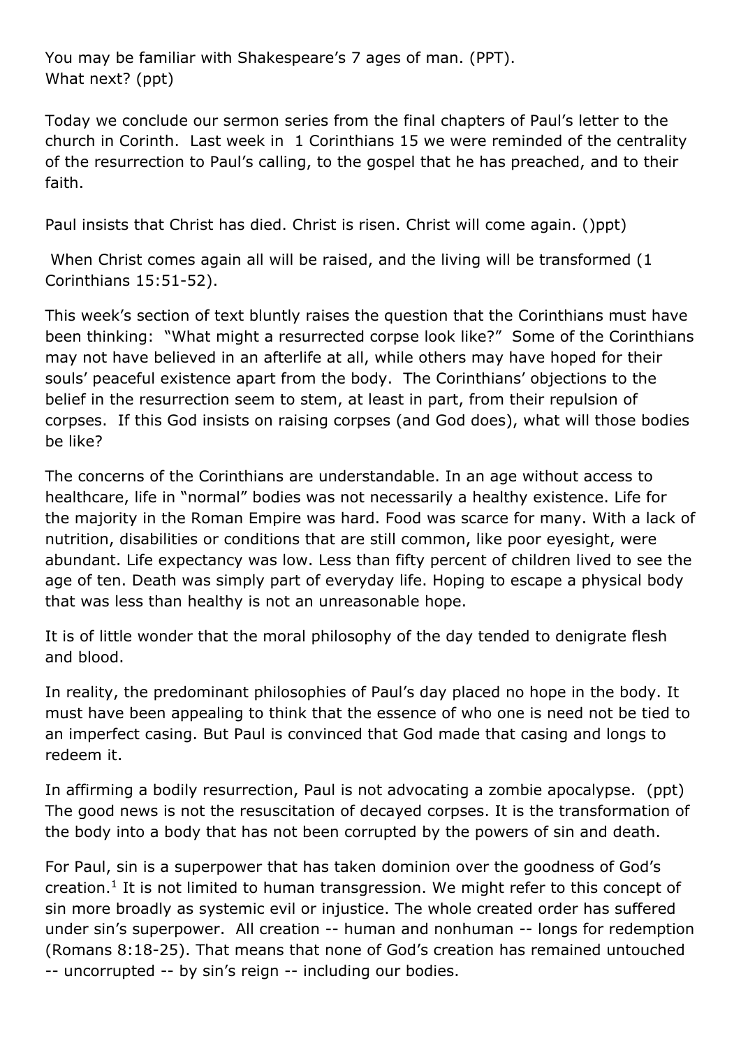You may be familiar with Shakespeare's 7 ages of man. (PPT).
What next? (ppt)

Today we conclude our sermon series from the final chapters of Paul's letter to the church in Corinth. Last week in 1 Corinthians 15 we were reminded of the centrality of the resurrection to Paul's calling, to the gospel that he has preached, and to their faith.

Paul insists that Christ has died. Christ is risen. Christ will come again. ()ppt)

When Christ comes again all will be raised, and the living will be transformed (1 Corinthians 15:51-52).

This week's section of text bluntly raises the question that the Corinthians must have been thinking: "What might a resurrected corpse look like?" Some of the Corinthians may not have believed in an afterlife at all, while others may have hoped for their souls' peaceful existence apart from the body. The Corinthians' objections to the belief in the resurrection seem to stem, at least in part, from their repulsion of corpses. If this God insists on raising corpses (and God does), what will those bodies be like?

The concerns of the Corinthians are understandable. In an age without access to healthcare, life in "normal" bodies was not necessarily a healthy existence. Life for the majority in the Roman Empire was hard. Food was scarce for many. With a lack of nutrition, disabilities or conditions that are still common, like poor eyesight, were abundant. Life expectancy was low. Less than fifty percent of children lived to see the age of ten. Death was simply part of everyday life. Hoping to escape a physical body that was less than healthy is not an unreasonable hope.

It is of little wonder that the moral philosophy of the day tended to denigrate flesh and blood.

In reality, the predominant philosophies of Paul's day placed no hope in the body. It must have been appealing to think that the essence of who one is need not be tied to an imperfect casing. But Paul is convinced that God made that casing and longs to redeem it.

In affirming a bodily resurrection, Paul is not advocating a zombie apocalypse. (ppt)
The good news is not the resuscitation of decayed corpses. It is the transformation of the body into a body that has not been corrupted by the powers of sin and death.

For Paul, sin is a superpower that has taken dominion over the goodness of God's creation.[1] It is not limited to human transgression. We might refer to this concept of sin more broadly as systemic evil or injustice. The whole created order has suffered under sin's superpower. All creation -- human and nonhuman -- longs for redemption (Romans 8:18-25). That means that none of God's creation has remained untouched -- uncorrupted -- by sin's reign -- including our bodies.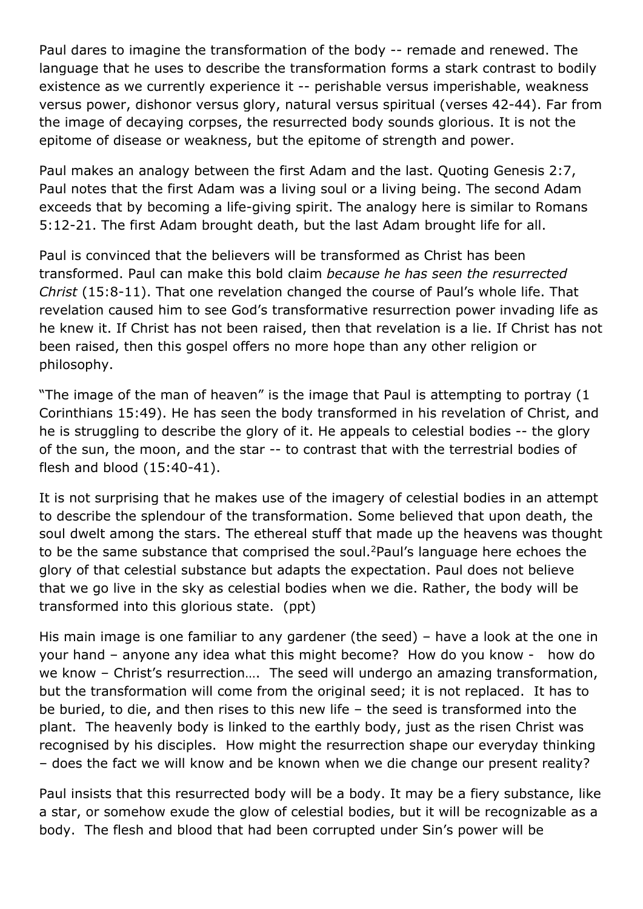Paul dares to imagine the transformation of the body -- remade and renewed. The language that he uses to describe the transformation forms a stark contrast to bodily existence as we currently experience it -- perishable versus imperishable, weakness versus power, dishonor versus glory, natural versus spiritual (verses 42-44). Far from the image of decaying corpses, the resurrected body sounds glorious. It is not the epitome of disease or weakness, but the epitome of strength and power.

Paul makes an analogy between the first Adam and the last. Quoting Genesis 2:7, Paul notes that the first Adam was a living soul or a living being. The second Adam exceeds that by becoming a life-giving spirit. The analogy here is similar to Romans 5:12-21. The first Adam brought death, but the last Adam brought life for all.

Paul is convinced that the believers will be transformed as Christ has been transformed. Paul can make this bold claim *because he has seen the resurrected Christ* (15:8-11). That one revelation changed the course of Paul's whole life. That revelation caused him to see God's transformative resurrection power invading life as he knew it. If Christ has not been raised, then that revelation is a lie. If Christ has not been raised, then this gospel offers no more hope than any other religion or philosophy.

"The image of the man of heaven" is the image that Paul is attempting to portray (1 Corinthians 15:49). He has seen the body transformed in his revelation of Christ, and he is struggling to describe the glory of it. He appeals to celestial bodies -- the glory of the sun, the moon, and the star -- to contrast that with the terrestrial bodies of flesh and blood (15:40-41).

It is not surprising that he makes use of the imagery of celestial bodies in an attempt to describe the splendour of the transformation. Some believed that upon death, the soul dwelt among the stars. The ethereal stuff that made up the heavens was thought to be the same substance that comprised the soul.[2] Paul's language here echoes the glory of that celestial substance but adapts the expectation. Paul does not believe that we go live in the sky as celestial bodies when we die. Rather, the body will be transformed into this glorious state. (ppt)

His main image is one familiar to any gardener (the seed) – have a look at the one in your hand – anyone any idea what this might become? How do you know - how do we know – Christ's resurrection…. The seed will undergo an amazing transformation, but the transformation will come from the original seed; it is not replaced. It has to be buried, to die, and then rises to this new life – the seed is transformed into the plant. The heavenly body is linked to the earthly body, just as the risen Christ was recognised by his disciples. How might the resurrection shape our everyday thinking – does the fact we will know and be known when we die change our present reality?

Paul insists that this resurrected body will be a body. It may be a fiery substance, like a star, or somehow exude the glow of celestial bodies, but it will be recognizable as a body. The flesh and blood that had been corrupted under Sin's power will be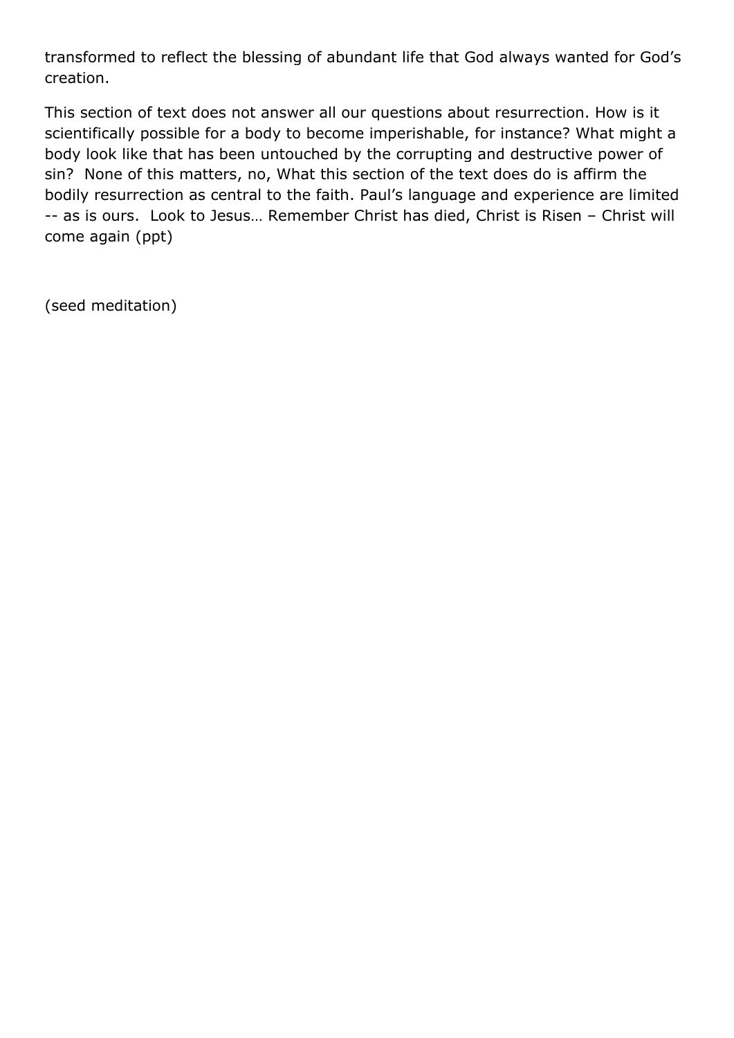transformed to reflect the blessing of abundant life that God always wanted for God's creation.

This section of text does not answer all our questions about resurrection. How is it scientifically possible for a body to become imperishable, for instance? What might a body look like that has been untouched by the corrupting and destructive power of sin?  None of this matters, no, What this section of the text does do is affirm the bodily resurrection as central to the faith. Paul's language and experience are limited -- as is ours.  Look to Jesus… Remember Christ has died, Christ is Risen – Christ will come again (ppt)

(seed meditation)